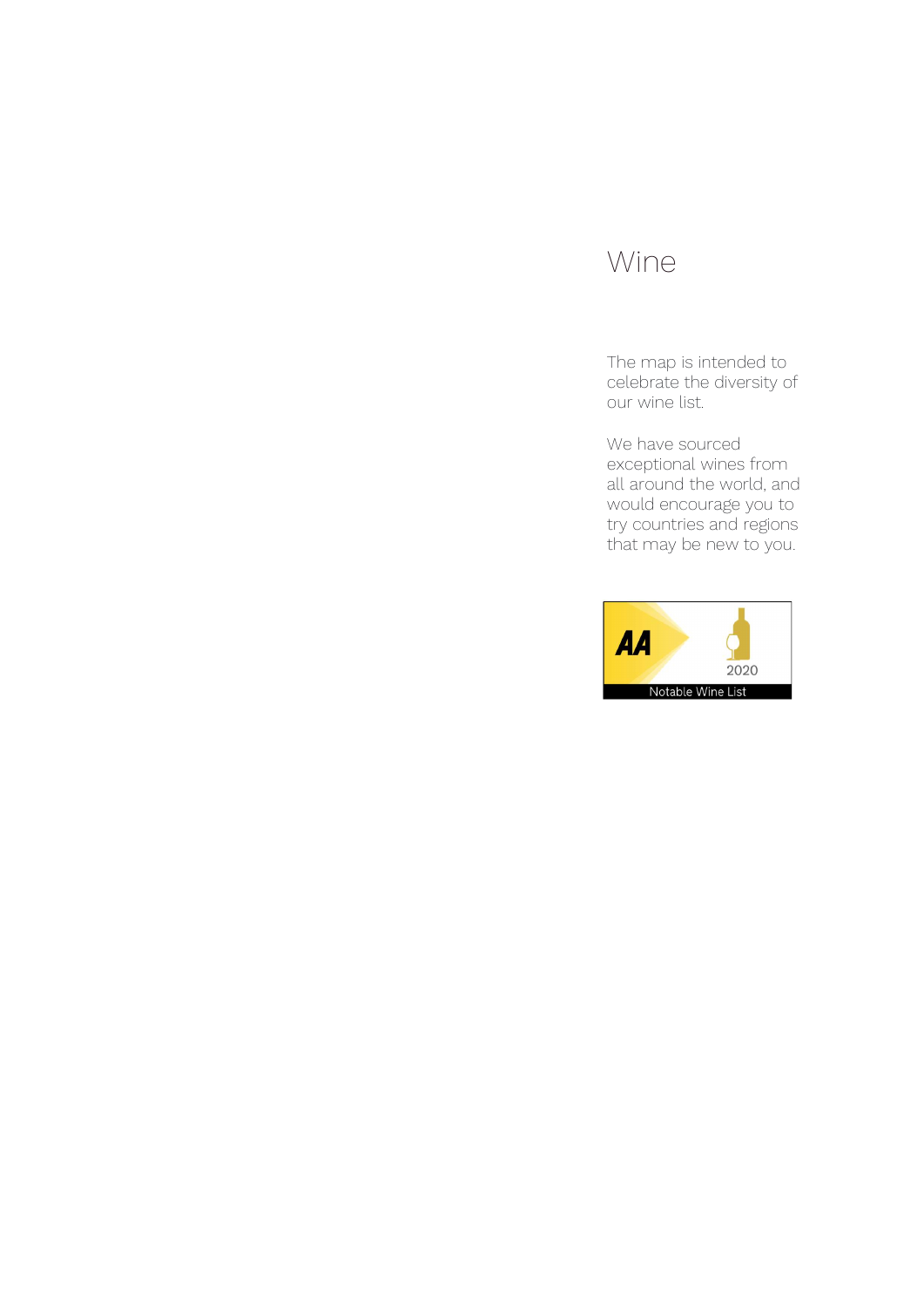# Wine

The map is intended to celebrate the diversity of our wine list.

We have sourced exceptional wines from all around the world, and would encourage you to try countries and regions that may be new to you.

AA 2020 Notable Wine List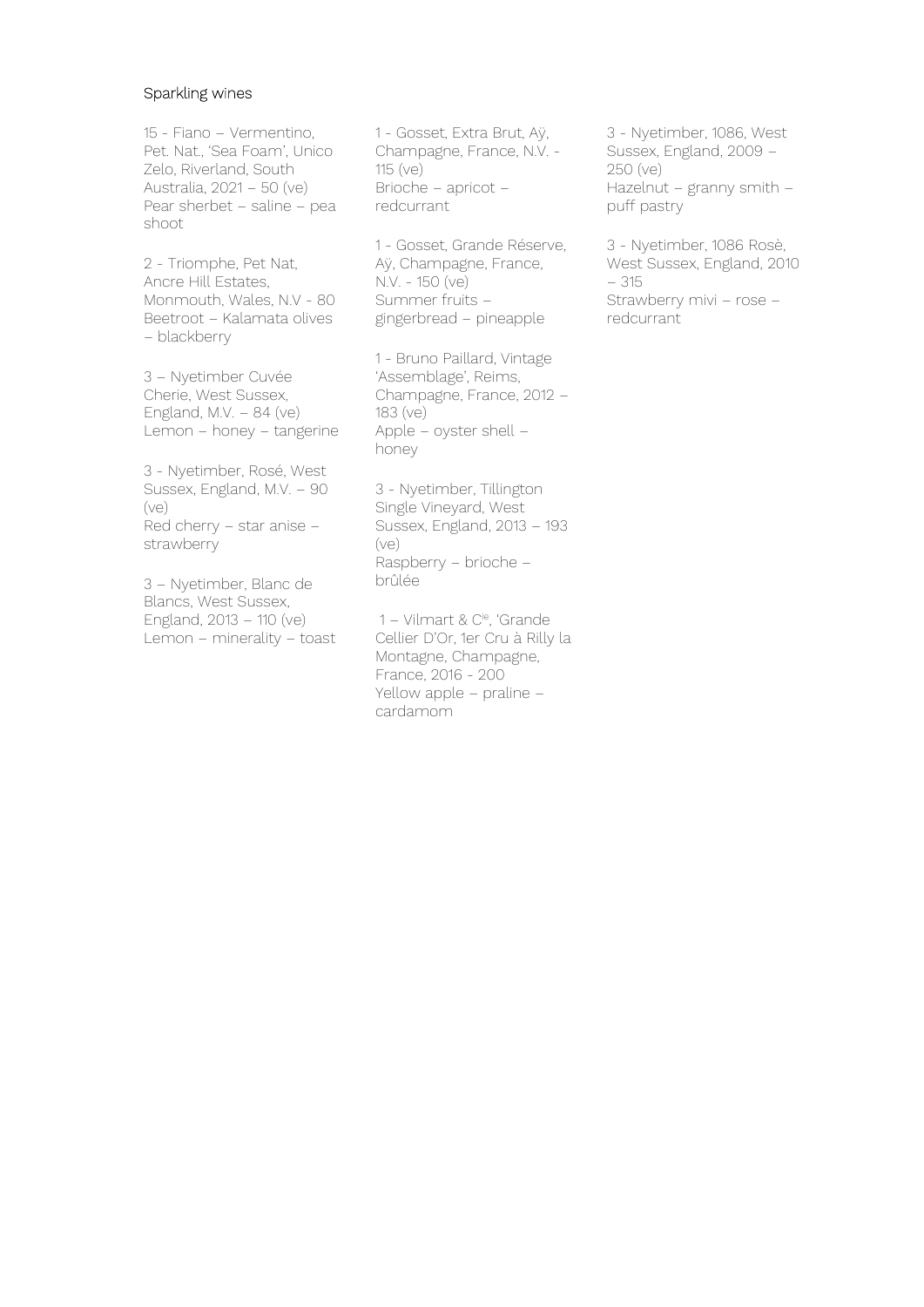## Sparkling wines

15 - Fiano – Vermentino, Pet. Nat., 'Sea Foam', Unico Zelo, Riverland, South Australia, 2021 – 50 (ve)
Pear sherbet – saline – pea shoot

2 - Triomphe, Pet Nat, Ancre Hill Estates, Monmouth, Wales, N.V - 80
Beetroot – Kalamata olives – blackberry

3 – Nyetimber Cuvée Cherie, West Sussex, England, M.V. – 84 (ve)
Lemon – honey – tangerine

3 - Nyetimber, Rosé, West Sussex, England, M.V. – 90 (ve)
Red cherry – star anise – strawberry

3 – Nyetimber, Blanc de Blancs, West Sussex, England, 2013 – 110 (ve)
Lemon – minerality – toast

1 - Gosset, Extra Brut, Aÿ, Champagne, France, N.V. - 115 (ve)
Brioche – apricot – redcurrant

1 - Gosset, Grande Réserve, Aÿ, Champagne, France, N.V. - 150 (ve)
Summer fruits – gingerbread – pineapple

1 - Bruno Paillard, Vintage 'Assemblage', Reims, Champagne, France, 2012 – 183 (ve)
Apple – oyster shell – honey

3 - Nyetimber, Tillington Single Vineyard, West Sussex, England, 2013 – 193 (ve)
Raspberry – brioche – brûlée

1 – Vilmart & Cie, 'Grande Cellier D'Or, 1er Cru à Rilly la Montagne, Champagne, France, 2016 - 200
Yellow apple – praline – cardamom

3 - Nyetimber, 1086, West Sussex, England, 2009 – 250 (ve)
Hazelnut – granny smith – puff pastry

3 - Nyetimber, 1086 Rosè, West Sussex, England, 2010 – 315
Strawberry mivi – rose – redcurrant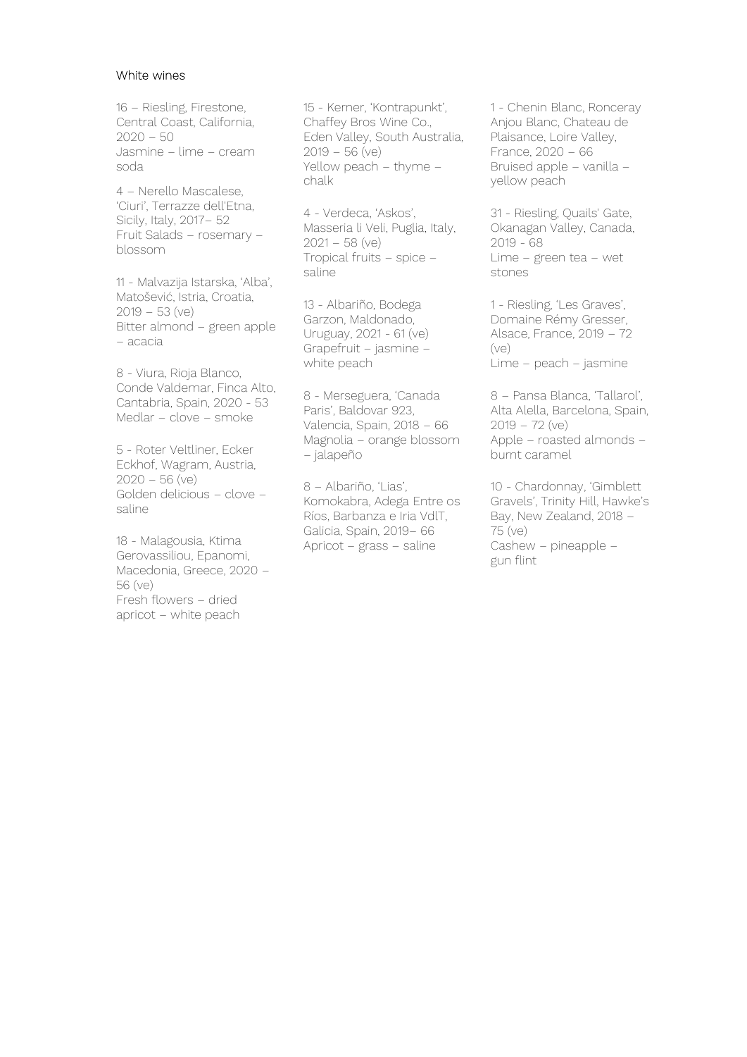White wines

16 – Riesling, Firestone, Central Coast, California, 2020 – 50
Jasmine – lime – cream soda

4 – Nerello Mascalese, 'Ciuri', Terrazze dell'Etna, Sicily, Italy, 2017– 52
Fruit Salads – rosemary – blossom

11 - Malvazija Istarska, 'Alba', Matošević, Istria, Croatia, 2019 – 53 (ve)
Bitter almond – green apple – acacia

8 - Viura, Rioja Blanco, Conde Valdemar, Finca Alto, Cantabria, Spain, 2020 - 53
Medlar – clove – smoke

5 - Roter Veltliner, Ecker Eckhof, Wagram, Austria, 2020 – 56 (ve)
Golden delicious – clove – saline

18 - Malagousia, Ktima Gerovassiliou, Epanomi, Macedonia, Greece, 2020 – 56 (ve)
Fresh flowers – dried apricot – white peach

15 - Kerner, 'Kontrapunkt', Chaffey Bros Wine Co., Eden Valley, South Australia, 2019 – 56 (ve)
Yellow peach – thyme – chalk

4 - Verdeca, 'Askos', Masseria li Veli, Puglia, Italy, 2021 – 58 (ve)
Tropical fruits – spice – saline

13 - Albariño, Bodega Garzon, Maldonado, Uruguay, 2021 - 61 (ve)
Grapefruit – jasmine – white peach

8 - Merseguera, 'Canada Paris', Baldovar 923, Valencia, Spain, 2018 – 66
Magnolia – orange blossom – jalapeño

8 – Albariño, 'Lias', Komokabra, Adega Entre os Ríos, Barbanza e Iria VdlT, Galicia, Spain, 2019– 66
Apricot – grass – saline

1 - Chenin Blanc, Ronceray Anjou Blanc, Chateau de Plaisance, Loire Valley, France, 2020 – 66
Bruised apple – vanilla – yellow peach

31 - Riesling, Quails' Gate, Okanagan Valley, Canada, 2019 - 68
Lime – green tea – wet stones

1 - Riesling, 'Les Graves', Domaine Rémy Gresser, Alsace, France, 2019 – 72 (ve)
Lime – peach – jasmine

8 – Pansa Blanca, 'Tallarol', Alta Alella, Barcelona, Spain, 2019 – 72 (ve)
Apple – roasted almonds – burnt caramel

10 - Chardonnay, 'Gimblett Gravels', Trinity Hill, Hawke's Bay, New Zealand, 2018 – 75 (ve)
Cashew – pineapple – gun flint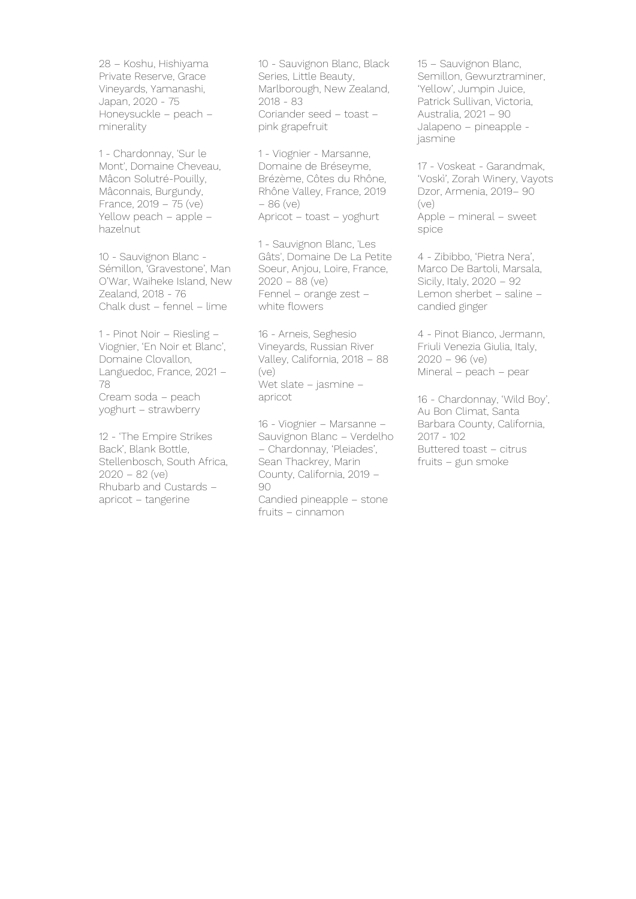28 – Koshu, Hishiyama Private Reserve, Grace Vineyards, Yamanashi, Japan, 2020 - 75
Honeysuckle – peach – minerality

1 - Chardonnay, 'Sur le Mont', Domaine Cheveau, Mâcon Solutré-Pouilly, Mâconnais, Burgundy, France, 2019 – 75 (ve)
Yellow peach – apple – hazelnut

10 - Sauvignon Blanc - Sémillon, 'Gravestone', Man O'War, Waiheke Island, New Zealand, 2018 - 76
Chalk dust – fennel – lime

1 - Pinot Noir – Riesling – Viognier, 'En Noir et Blanc', Domaine Clovallon, Languedoc, France, 2021 – 78
Cream soda – peach yoghurt – strawberry

12 - 'The Empire Strikes Back', Blank Bottle, Stellenbosch, South Africa, 2020 – 82 (ve)
Rhubarb and Custards – apricot – tangerine

10 - Sauvignon Blanc, Black Series, Little Beauty, Marlborough, New Zealand, 2018 - 83
Coriander seed – toast – pink grapefruit

1 - Viognier - Marsanne, Domaine de Bréseyme, Brézème, Côtes du Rhône, Rhône Valley, France, 2019 – 86 (ve)
Apricot – toast – yoghurt

1 - Sauvignon Blanc, 'Les Gâts', Domaine De La Petite Soeur, Anjou, Loire, France, 2020 – 88 (ve)
Fennel – orange zest – white flowers

16 - Arneis, Seghesio Vineyards, Russian River Valley, California, 2018 – 88 (ve)
Wet slate – jasmine – apricot

16 - Viognier – Marsanne – Sauvignon Blanc – Verdelho – Chardonnay, 'Pleiades', Sean Thackrey, Marin County, California, 2019 – 90
Candied pineapple – stone fruits – cinnamon

15 – Sauvignon Blanc, Semillon, Gewurztraminer, 'Yellow', Jumpin Juice, Patrick Sullivan, Victoria, Australia, 2021 – 90
Jalapeno – pineapple - jasmine

17 - Voskeat - Garandmak, 'Voski', Zorah Winery, Vayots Dzor, Armenia, 2019– 90 (ve)
Apple – mineral – sweet spice

4 - Zibibbo, 'Pietra Nera', Marco De Bartoli, Marsala, Sicily, Italy, 2020 – 92
Lemon sherbet – saline – candied ginger

4 - Pinot Bianco, Jermann, Friuli Venezia Giulia, Italy, 2020 – 96 (ve)
Mineral – peach – pear

16 - Chardonnay, 'Wild Boy', Au Bon Climat, Santa Barbara County, California, 2017 - 102
Buttered toast – citrus fruits – gun smoke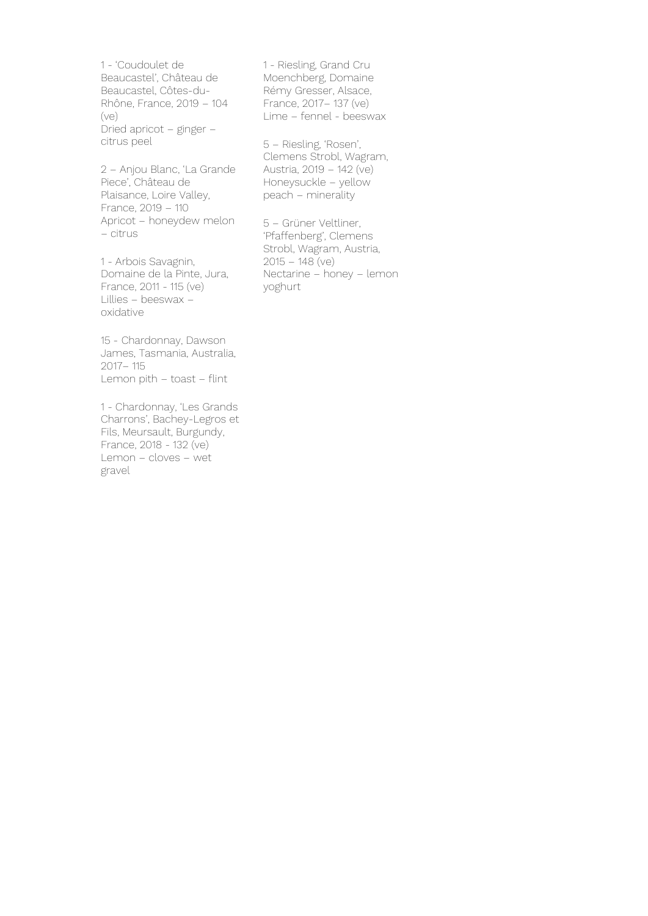1 - 'Coudoulet de Beaucastel', Château de Beaucastel, Côtes-du-Rhône, France, 2019 – 104 (ve)
Dried apricot – ginger – citrus peel

2 – Anjou Blanc, 'La Grande Piece', Château de Plaisance, Loire Valley, France, 2019 – 110
Apricot – honeydew melon – citrus

1 - Arbois Savagnin, Domaine de la Pinte, Jura, France, 2011 - 115 (ve)
Lillies – beeswax – oxidative

15 - Chardonnay, Dawson James, Tasmania, Australia, 2017– 115
Lemon pith – toast – flint

1 - Chardonnay, 'Les Grands Charrons', Bachey-Legros et Fils, Meursault, Burgundy, France, 2018 - 132 (ve)
Lemon – cloves – wet gravel

1 - Riesling, Grand Cru Moenchberg, Domaine Rémy Gresser, Alsace, France, 2017– 137 (ve)
Lime – fennel - beeswax

5 – Riesling, 'Rosen', Clemens Strobl, Wagram, Austria, 2019 – 142 (ve)
Honeysuckle – yellow peach – minerality

5 – Grüner Veltliner, 'Pfaffenberg', Clemens Strobl, Wagram, Austria, 2015 – 148 (ve)
Nectarine – honey – lemon yoghurt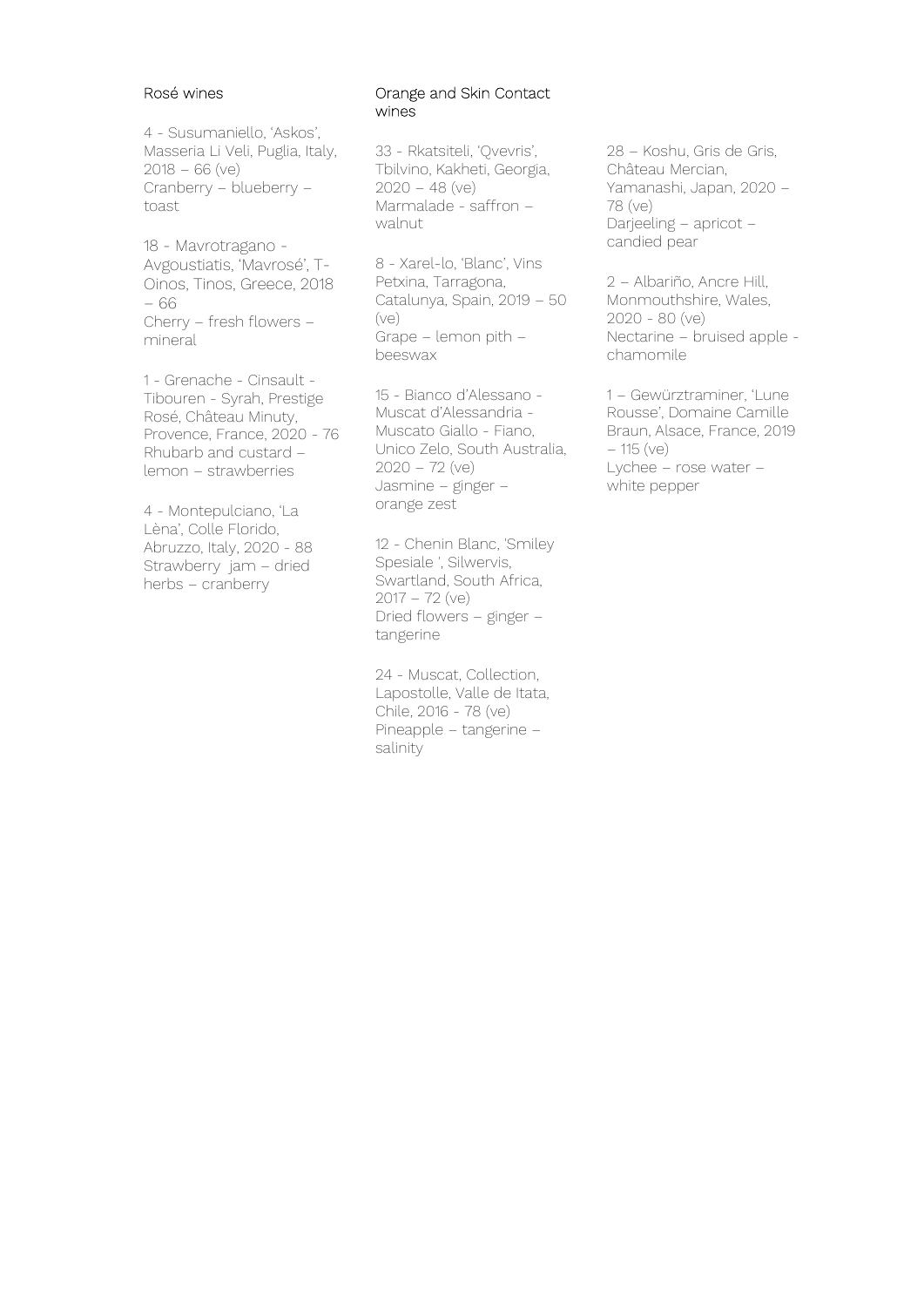## Rosé wines

4 - Susumaniello, 'Askos', Masseria Li Veli, Puglia, Italy, 2018 – 66 (ve)
Cranberry – blueberry – toast

18 - Mavrotragano - Avgoustiatis, 'Mavrosé', T-Oinos, Tinos, Greece, 2018 – 66
Cherry – fresh flowers – mineral

1 - Grenache - Cinsault - Tibouren - Syrah, Prestige Rosé, Château Minuty, Provence, France, 2020 - 76
Rhubarb and custard – lemon – strawberries

4 - Montepulciano, 'La Lèna', Colle Florido, Abruzzo, Italy, 2020 - 88
Strawberry jam – dried herbs – cranberry

## Orange and Skin Contact wines

33 - Rkatsiteli, 'Qvevris', Tbilvino, Kakheti, Georgia, 2020 – 48 (ve)
Marmalade - saffron – walnut

8 - Xarel-lo, 'Blanc', Vins Petxina, Tarragona, Catalunya, Spain, 2019 – 50 (ve)
Grape – lemon pith – beeswax

15 - Bianco d'Alessano - Muscat d'Alessandria - Muscato Giallo - Fiano, Unico Zelo, South Australia, 2020 – 72 (ve)
Jasmine – ginger – orange zest

12 - Chenin Blanc, 'Smiley Spesiale ', Silwervis, Swartland, South Africa, 2017 – 72 (ve)
Dried flowers – ginger – tangerine

24 - Muscat, Collection, Lapostolle, Valle de Itata, Chile, 2016 - 78 (ve)
Pineapple – tangerine – salinity

28 – Koshu, Gris de Gris, Château Mercian, Yamanashi, Japan, 2020 – 78 (ve)
Darjeeling – apricot – candied pear

2 – Albariño, Ancre Hill, Monmouthshire, Wales, 2020 - 80 (ve)
Nectarine – bruised apple - chamomile

1 – Gewürztraminer, 'Lune Rousse', Domaine Camille Braun, Alsace, France, 2019 – 115 (ve)
Lychee – rose water – white pepper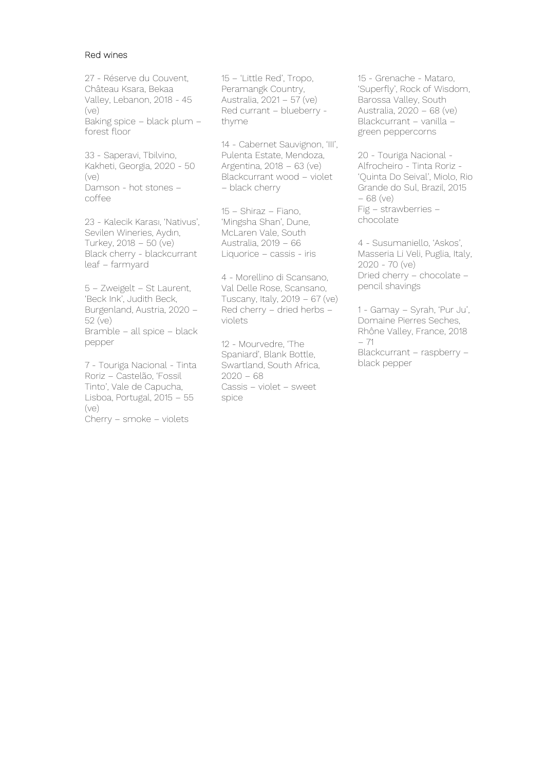## Red wines

27 - Réserve du Couvent, Château Ksara, Bekaa Valley, Lebanon, 2018 - 45 (ve)
Baking spice – black plum – forest floor

33 - Saperavi, Tbilvino, Kakheti, Georgia, 2020 - 50 (ve)
Damson - hot stones – coffee

23 - Kalecik Karası, 'Nativus', Sevilen Wineries, Aydın, Turkey, 2018 – 50 (ve)
Black cherry - blackcurrant leaf – farmyard

5 – Zweigelt – St Laurent, 'Beck Ink', Judith Beck, Burgenland, Austria, 2020 – 52 (ve)
Bramble – all spice – black pepper

7 - Touriga Nacional - Tinta Roriz – Castelão, 'Fossil Tinto', Vale de Capucha, Lisboa, Portugal, 2015 – 55 (ve)
Cherry – smoke – violets

15 – 'Little Red', Tropo, Peramangk Country, Australia, 2021 – 57 (ve)
Red currant – blueberry - thyme

14 - Cabernet Sauvignon, 'III', Pulenta Estate, Mendoza, Argentina, 2018 – 63 (ve)
Blackcurrant wood – violet – black cherry

15 – Shiraz – Fiano, 'Mingsha Shan', Dune, McLaren Vale, South Australia, 2019 – 66
Liquorice – cassis - iris

4 - Morellino di Scansano, Val Delle Rose, Scansano, Tuscany, Italy, 2019 – 67 (ve)
Red cherry – dried herbs – violets

12 - Mourvedre, 'The Spaniard', Blank Bottle, Swartland, South Africa, 2020 – 68
Cassis – violet – sweet spice

15 - Grenache - Mataro, 'Superfly', Rock of Wisdom, Barossa Valley, South Australia, 2020 – 68 (ve)
Blackcurrant – vanilla – green peppercorns

20 - Touriga Nacional - Alfrocheiro - Tinta Roriz - 'Quinta Do Seival', Miolo, Rio Grande do Sul, Brazil, 2015 – 68 (ve)
Fig – strawberries – chocolate

4 - Susumaniello, 'Askos', Masseria Li Veli, Puglia, Italy, 2020 - 70 (ve)
Dried cherry – chocolate – pencil shavings

1 - Gamay – Syrah, 'Pur Ju', Domaine Pierres Seches, Rhône Valley, France, 2018 – 71
Blackcurrant – raspberry – black pepper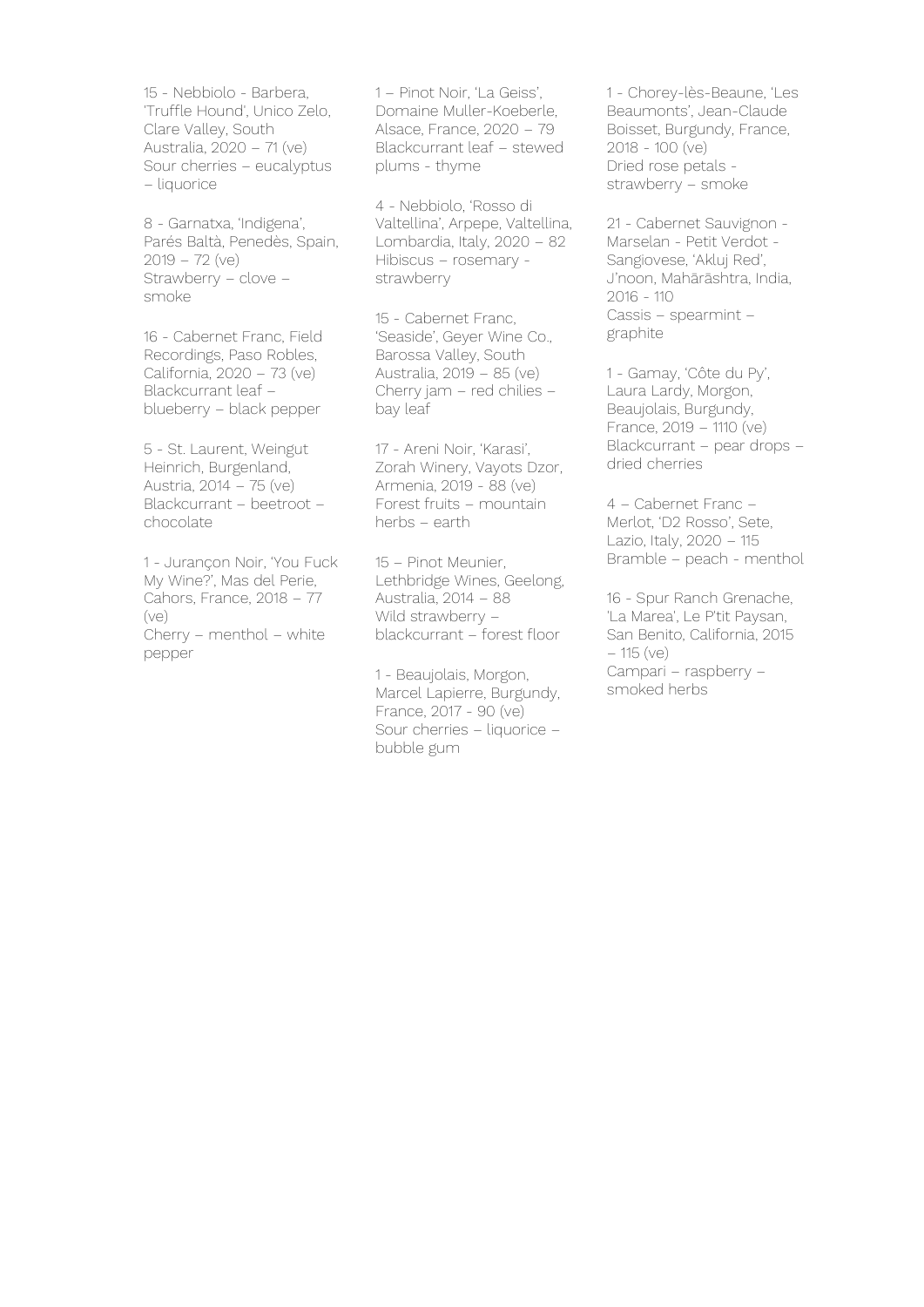15 - Nebbiolo - Barbera, 'Truffle Hound', Unico Zelo, Clare Valley, South Australia, 2020 – 71 (ve)
Sour cherries – eucalyptus – liquorice

8 - Garnatxa, 'Indigena', Parés Baltà, Penedès, Spain, 2019 – 72 (ve)
Strawberry – clove – smoke

16 - Cabernet Franc, Field Recordings, Paso Robles, California, 2020 – 73 (ve)
Blackcurrant leaf – blueberry – black pepper

5 - St. Laurent, Weingut Heinrich, Burgenland, Austria, 2014 – 75 (ve)
Blackcurrant – beetroot – chocolate

1 - Jurançon Noir, 'You Fuck My Wine?', Mas del Perie, Cahors, France, 2018 – 77 (ve)
Cherry – menthol – white pepper

1 – Pinot Noir, 'La Geiss', Domaine Muller-Koeberle, Alsace, France, 2020 – 79
Blackcurrant leaf – stewed plums - thyme

4 - Nebbiolo, 'Rosso di Valtellina', Arpepe, Valtellina, Lombardia, Italy, 2020 – 82
Hibiscus – rosemary - strawberry

15 - Cabernet Franc, 'Seaside', Geyer Wine Co., Barossa Valley, South Australia, 2019 – 85 (ve)
Cherry jam – red chilies – bay leaf

17 - Areni Noir, 'Karasi', Zorah Winery, Vayots Dzor, Armenia, 2019 - 88 (ve)
Forest fruits – mountain herbs – earth

15 – Pinot Meunier, Lethbridge Wines, Geelong, Australia, 2014 – 88
Wild strawberry – blackcurrant – forest floor

1 - Beaujolais, Morgon, Marcel Lapierre, Burgundy, France, 2017 - 90 (ve)
Sour cherries – liquorice – bubble gum

1 - Chorey-lès-Beaune, 'Les Beaumonts', Jean-Claude Boisset, Burgundy, France, 2018 - 100 (ve)
Dried rose petals - strawberry – smoke

21 - Cabernet Sauvignon - Marselan - Petit Verdot - Sangiovese, 'Akluj Red', J'noon, Mahārāshtra, India, 2016 - 110
Cassis – spearmint – graphite

1 - Gamay, 'Côte du Py', Laura Lardy, Morgon, Beaujolais, Burgundy, France, 2019 – 1110 (ve)
Blackcurrant – pear drops – dried cherries

4 – Cabernet Franc – Merlot, 'D2 Rosso', Sete, Lazio, Italy, 2020 – 115
Bramble – peach - menthol

16 - Spur Ranch Grenache, 'La Marea', Le P'tit Paysan, San Benito, California, 2015 – 115 (ve)
Campari – raspberry – smoked herbs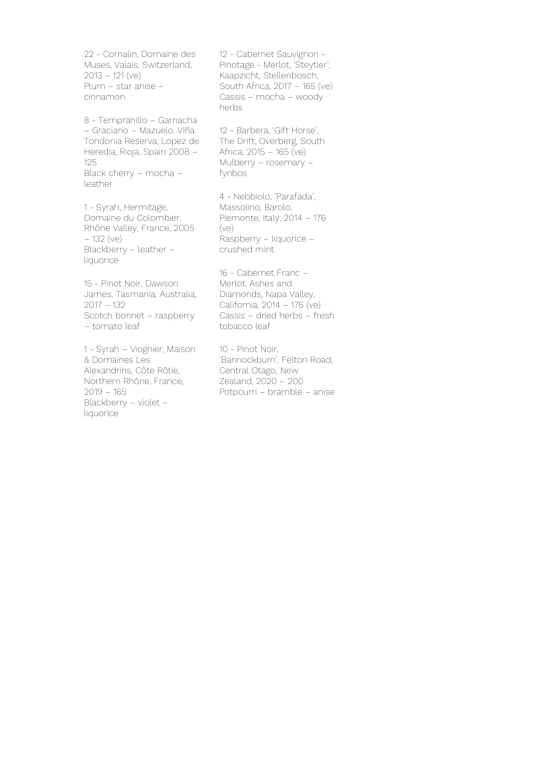22 - Cornalin, Domaine des Muses, Valais, Switzerland, 2013 – 121 (ve)
Plum – star anise – cinnamon

8 - Tempranillo – Garnacha – Graciano – Mazuelo, Viña Tondonia Reserva, Lopez de Heredia, Rioja, Spain 2008 – 125
Black cherry – mocha – leather

1 - Syrah, Hermitage, Domaine du Colombier, Rhône Valley, France, 2005 – 132 (ve)
Blackberry – leather – liquorice

15 - Pinot Noir, Dawson James, Tasmania, Australia, 2017 – 132
Scotch bonnet – raspberry – tomato leaf

1 - Syrah – Viognier, Maison & Domaines Les Alexandrins, Côte Rôtie, Northern Rhône, France, 2019 – 165
Blackberry – violet – liquorice

12 - Cabernet Sauvignon - Pinotage - Merlot, 'Steytler', Kaapzicht, Stellenbosch, South Africa, 2017 – 165 (ve)
Cassis – mocha – woody herbs

12 - Barbera, 'Gift Horse', The Drift, Overberg, South Africa, 2015 – 165 (ve)
Mulberry – rosemary – fynbos

4 - Nebbiolo, 'Parafada', Massolino, Barolo, Piemonte, Italy, 2014 – 176 (ve)
Raspberry – liquorice – crushed mint

16 - Cabernet Franc – Merlot, Ashes and Diamonds, Napa Valley, California, 2014 – 176 (ve)
Cassis – dried herbs – fresh tobacco leaf

10 - Pinot Noir, 'Bannockburn', Felton Road, Central Otago, New Zealand, 2020 – 200
Potpourri – bramble – anise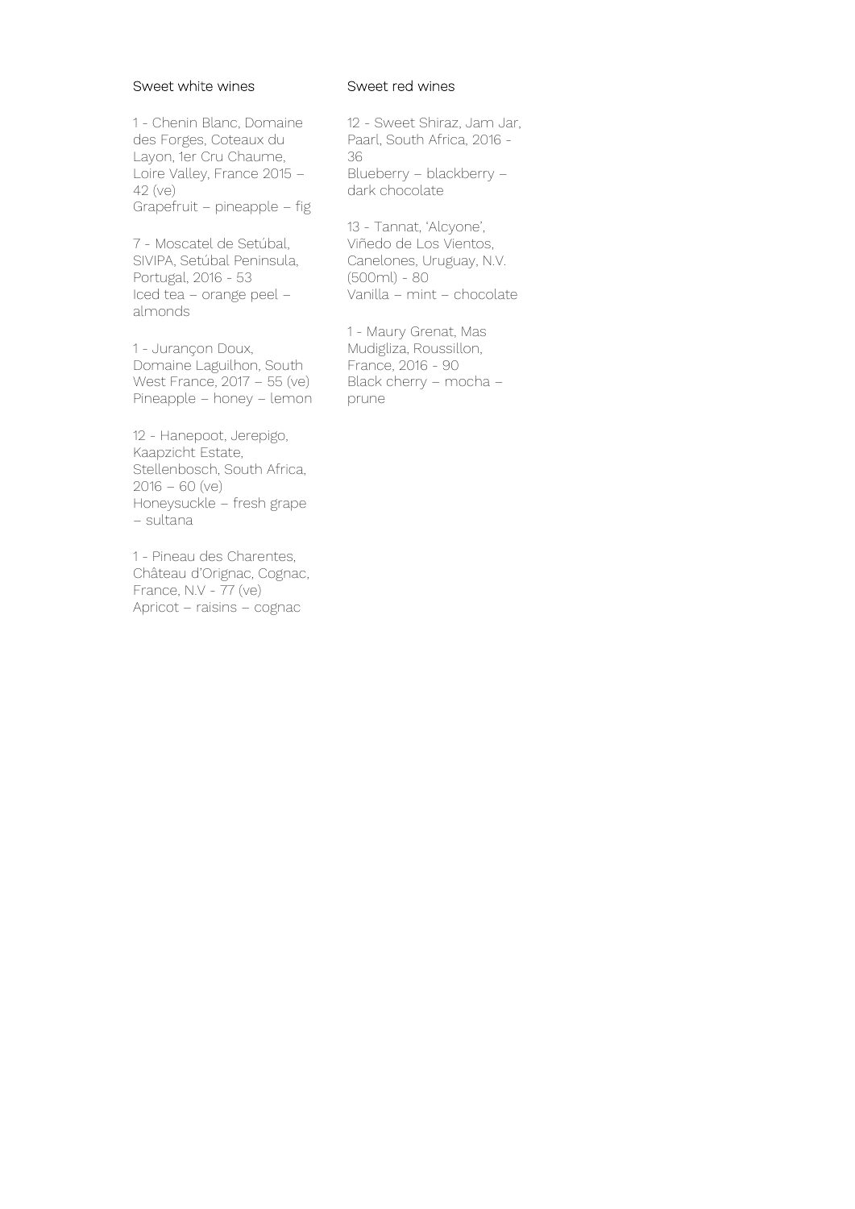## Sweet white wines

1 - Chenin Blanc, Domaine des Forges, Coteaux du Layon, 1er Cru Chaume, Loire Valley, France 2015 – 42 (ve)
Grapefruit – pineapple – fig

7 - Moscatel de Setúbal, SIVIPA, Setúbal Peninsula, Portugal, 2016 - 53
Iced tea – orange peel – almonds

1 - Jurançon Doux, Domaine Laguilhon, South West France, 2017 – 55 (ve)
Pineapple – honey – lemon

12 - Hanepoot, Jerepigo, Kaapzicht Estate, Stellenbosch, South Africa, 2016 – 60 (ve)
Honeysuckle – fresh grape – sultana

1 - Pineau des Charentes, Château d'Orignac, Cognac, France, N.V - 77 (ve)
Apricot – raisins – cognac

## Sweet red wines

12 - Sweet Shiraz, Jam Jar, Paarl, South Africa, 2016 - 36
Blueberry – blackberry – dark chocolate

13 - Tannat, 'Alcyone', Viñedo de Los Vientos, Canelones, Uruguay, N.V. (500ml) - 80
Vanilla – mint – chocolate

1 - Maury Grenat, Mas Mudigliza, Roussillon, France, 2016 - 90
Black cherry – mocha – prune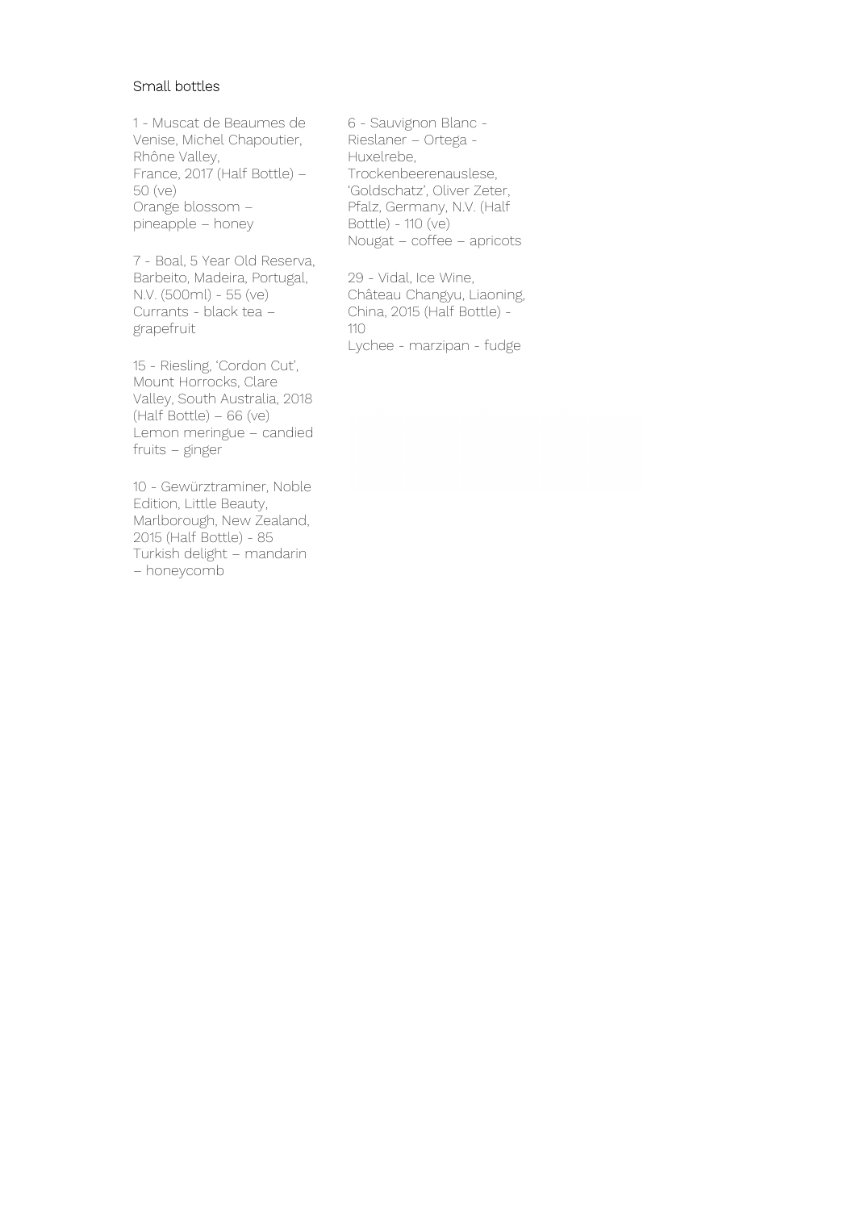## Small bottles

1 - Muscat de Beaumes de Venise, Michel Chapoutier, Rhône Valley, France, 2017 (Half Bottle) – 50 (ve)
Orange blossom – pineapple – honey

7 - Boal, 5 Year Old Reserva, Barbeito, Madeira, Portugal, N.V. (500ml) - 55 (ve)
Currants - black tea – grapefruit

15 - Riesling, 'Cordon Cut', Mount Horrocks, Clare Valley, South Australia, 2018 (Half Bottle) – 66 (ve)
Lemon meringue – candied fruits – ginger

10 - Gewürztraminer, Noble Edition, Little Beauty, Marlborough, New Zealand, 2015 (Half Bottle) - 85
Turkish delight – mandarin – honeycomb

6 - Sauvignon Blanc - Rieslaner – Ortega - Huxelrebe, Trockenbeerenauslese, 'Goldschatz', Oliver Zeter, Pfalz, Germany, N.V. (Half Bottle) - 110 (ve)
Nougat – coffee – apricots

29 - Vidal, Ice Wine, Château Changyu, Liaoning, China, 2015 (Half Bottle) - 110
Lychee - marzipan - fudge